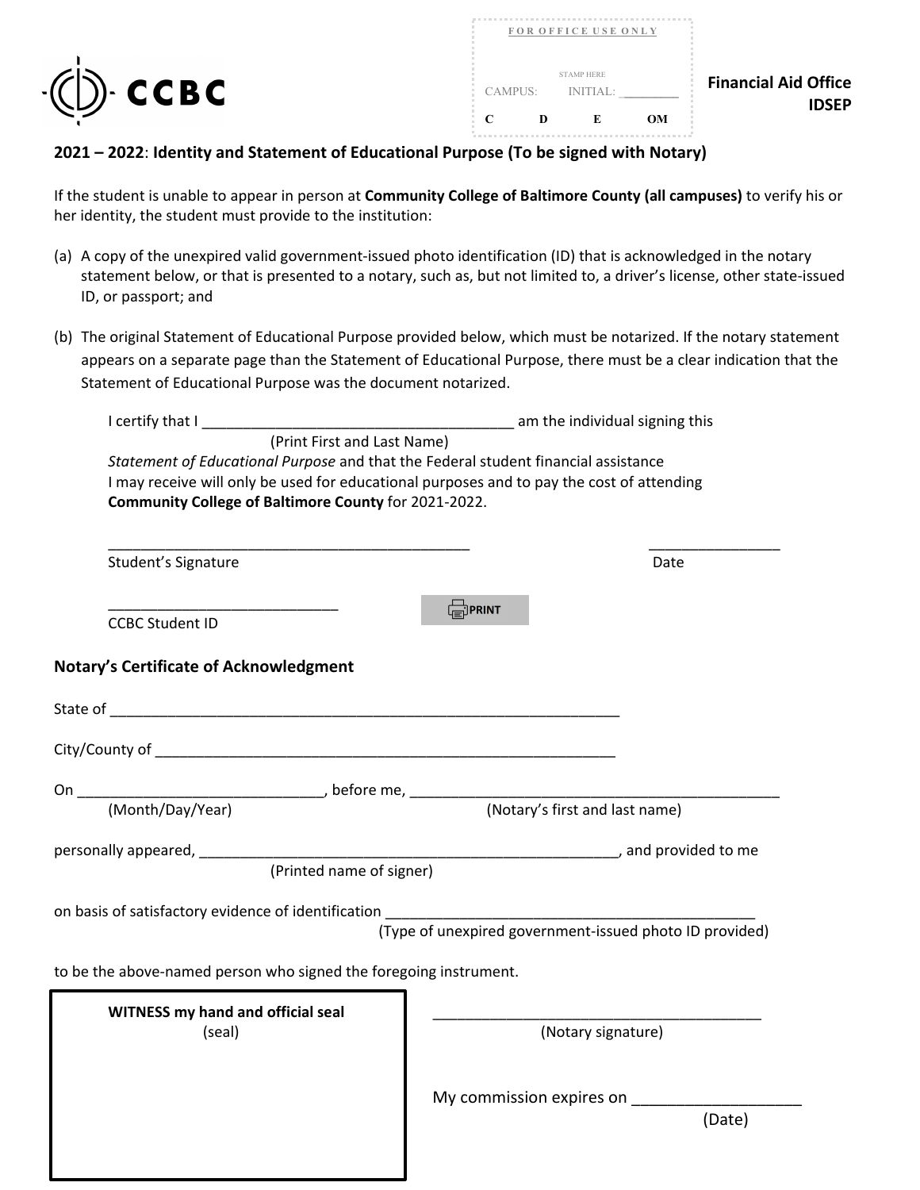CCBC

FOR OFFICE USE ONLY

STAMP HERE

CAMPUS: INITIAL: ________

C D E OM

**Financial Aid Office**
**IDSEP**

## 2021 – 2022: Identity and Statement of Educational Purpose (To be signed with Notary)

If the student is unable to appear in person at **Community College of Baltimore County (all campuses)** to verify his or her identity, the student must provide to the institution:

(a) A copy of the unexpired valid government-issued photo identification (ID) that is acknowledged in the notary statement below, or that is presented to a notary, such as, but not limited to, a driver's license, other state-issued ID, or passport; and

(b) The original Statement of Educational Purpose provided below, which must be notarized. If the notary statement appears on a separate page than the Statement of Educational Purpose, there must be a clear indication that the Statement of Educational Purpose was the document notarized.

I certify that I ______________________________________ am the individual signing this
(Print First and Last Name)
*Statement of Educational Purpose* and that the Federal student financial assistance I may receive will only be used for educational purposes and to pay the cost of attending **Community College of Baltimore County** for 2021-2022.

______________________________________________ ________________
Student's Signature Date

_____________________________
CCBC Student ID

PRINT

### Notary's Certificate of Acknowledgment

State of _______________________________________________________________

City/County of _________________________________________________________

On ______________________________, before me, _______________________________________________
(Month/Day/Year) (Notary's first and last name)

personally appeared, ____________________________________________________, and provided to me
(Printed name of signer)

on basis of satisfactory evidence of identification ____________________________________________
(Type of unexpired government-issued photo ID provided)

to be the above-named person who signed the foregoing instrument.

**WITNESS my hand and official seal**
(seal)

_________________________________________
(Notary signature)

My commission expires on ___________________
(Date)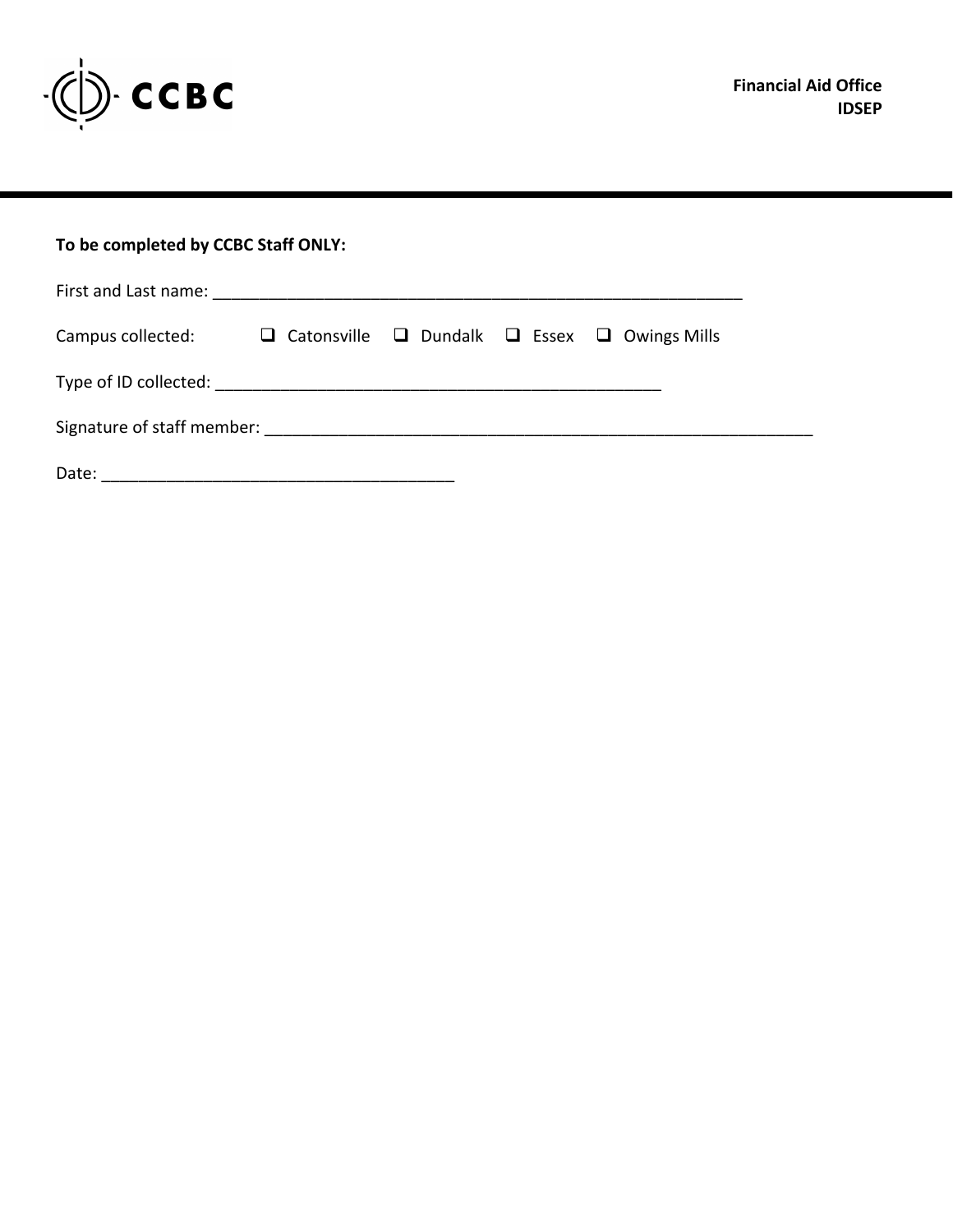CCBC

**Financial Aid Office**
**IDSEP**

**To be completed by CCBC Staff ONLY:**

First and Last name: ____________________________________________________________

Campus collected: ☐ Catonsville ☐ Dundalk ☐ Essex ☐ Owings Mills

Type of ID collected: ___________________________________________________

Signature of staff member: ______________________________________________________________

Date: ______________________________________